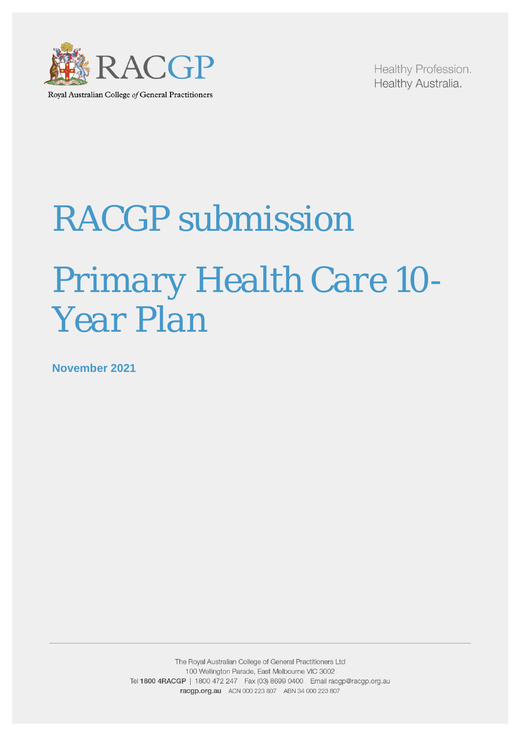Royal Australian College *of* General Practitioners

Healthy Profession.
Healthy Australia.

# RACGP submission

# Primary Health Care 10-Year Plan

**November 2021**

The Royal Australian College of General Practitioners Ltd
100 Wellington Parade, East Melbourne VIC 3002
Tel **1800 4RACGP** | 1800 472 247 Fax (03) 8699 0400 Email racgp@racgp.org.au
**racgp.org.au** ACN 000 223 807 ABN 34 000 223 807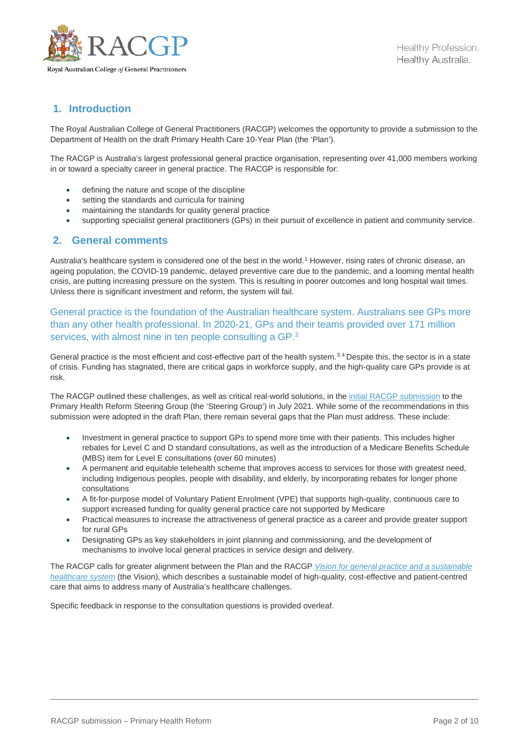## 1. Introduction

The Royal Australian College of General Practitioners (RACGP) welcomes the opportunity to provide a submission to the Department of Health on the draft Primary Health Care 10-Year Plan (the 'Plan').

The RACGP is Australia's largest professional general practice organisation, representing over 41,000 members working in or toward a specialty career in general practice. The RACGP is responsible for:

- defining the nature and scope of the discipline
- setting the standards and curricula for training
- maintaining the standards for quality general practice
- supporting specialist general practitioners (GPs) in their pursuit of excellence in patient and community service.

## 2. General comments

Australia's healthcare system is considered one of the best in the world.[1] However, rising rates of chronic disease, an ageing population, the COVID-19 pandemic, delayed preventive care due to the pandemic, and a looming mental health crisis, are putting increasing pressure on the system. This is resulting in poorer outcomes and long hospital wait times. Unless there is significant investment and reform, the system will fail.

General practice is the foundation of the Australian healthcare system. Australians see GPs more than any other health professional. In 2020-21, GPs and their teams provided over 171 million services, with almost nine in ten people consulting a GP.[2]

General practice is the most efficient and cost-effective part of the health system.[3,4] Despite this, the sector is in a state of crisis. Funding has stagnated, there are critical gaps in workforce supply, and the high-quality care GPs provide is at risk.

The RACGP outlined these challenges, as well as critical real-world solutions, in the initial RACGP submission to the Primary Health Reform Steering Group (the 'Steering Group') in July 2021. While some of the recommendations in this submission were adopted in the draft Plan, there remain several gaps that the Plan must address. These include:

- Investment in general practice to support GPs to spend more time with their patients. This includes higher rebates for Level C and D standard consultations, as well as the introduction of a Medicare Benefits Schedule (MBS) item for Level E consultations (over 60 minutes)
- A permanent and equitable telehealth scheme that improves access to services for those with greatest need, including Indigenous peoples, people with disability, and elderly, by incorporating rebates for longer phone consultations
- A fit-for-purpose model of Voluntary Patient Enrolment (VPE) that supports high-quality, continuous care to support increased funding for quality general practice care not supported by Medicare
- Practical measures to increase the attractiveness of general practice as a career and provide greater support for rural GPs
- Designating GPs as key stakeholders in joint planning and commissioning, and the development of mechanisms to involve local general practices in service design and delivery.

The RACGP calls for greater alignment between the Plan and the RACGP *Vision for general practice and a sustainable healthcare system* (the Vision), which describes a sustainable model of high-quality, cost-effective and patient-centred care that aims to address many of Australia's healthcare challenges.

Specific feedback in response to the consultation questions is provided overleaf.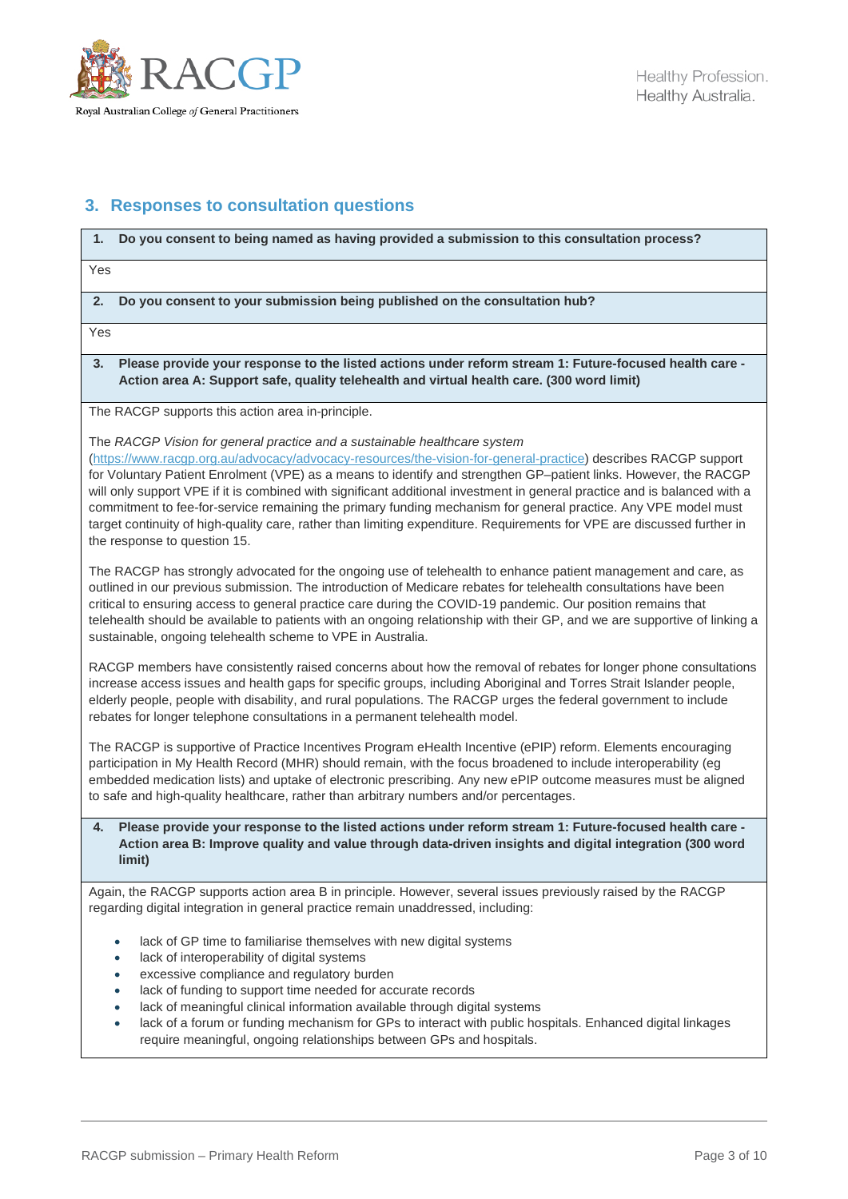## 3. Responses to consultation questions

**1. Do you consent to being named as having provided a submission to this consultation process?**

Yes

**2. Do you consent to your submission being published on the consultation hub?**

Yes

**3. Please provide your response to the listed actions under reform stream 1: Future-focused health care - Action area A: Support safe, quality telehealth and virtual health care. (300 word limit)**

The RACGP supports this action area in-principle.

The *RACGP Vision for general practice and a sustainable healthcare system* (https://www.racgp.org.au/advocacy/advocacy-resources/the-vision-for-general-practice) describes RACGP support for Voluntary Patient Enrolment (VPE) as a means to identify and strengthen GP–patient links. However, the RACGP will only support VPE if it is combined with significant additional investment in general practice and is balanced with a commitment to fee-for-service remaining the primary funding mechanism for general practice. Any VPE model must target continuity of high-quality care, rather than limiting expenditure. Requirements for VPE are discussed further in the response to question 15.

The RACGP has strongly advocated for the ongoing use of telehealth to enhance patient management and care, as outlined in our previous submission. The introduction of Medicare rebates for telehealth consultations have been critical to ensuring access to general practice care during the COVID-19 pandemic. Our position remains that telehealth should be available to patients with an ongoing relationship with their GP, and we are supportive of linking a sustainable, ongoing telehealth scheme to VPE in Australia.

RACGP members have consistently raised concerns about how the removal of rebates for longer phone consultations increase access issues and health gaps for specific groups, including Aboriginal and Torres Strait Islander people, elderly people, people with disability, and rural populations. The RACGP urges the federal government to include rebates for longer telephone consultations in a permanent telehealth model.

The RACGP is supportive of Practice Incentives Program eHealth Incentive (ePIP) reform. Elements encouraging participation in My Health Record (MHR) should remain, with the focus broadened to include interoperability (eg embedded medication lists) and uptake of electronic prescribing. Any new ePIP outcome measures must be aligned to safe and high-quality healthcare, rather than arbitrary numbers and/or percentages.

**4. Please provide your response to the listed actions under reform stream 1: Future-focused health care - Action area B: Improve quality and value through data-driven insights and digital integration (300 word limit)**

Again, the RACGP supports action area B in principle. However, several issues previously raised by the RACGP regarding digital integration in general practice remain unaddressed, including:

- lack of GP time to familiarise themselves with new digital systems
- lack of interoperability of digital systems
- excessive compliance and regulatory burden
- lack of funding to support time needed for accurate records
- lack of meaningful clinical information available through digital systems
- lack of a forum or funding mechanism for GPs to interact with public hospitals. Enhanced digital linkages require meaningful, ongoing relationships between GPs and hospitals.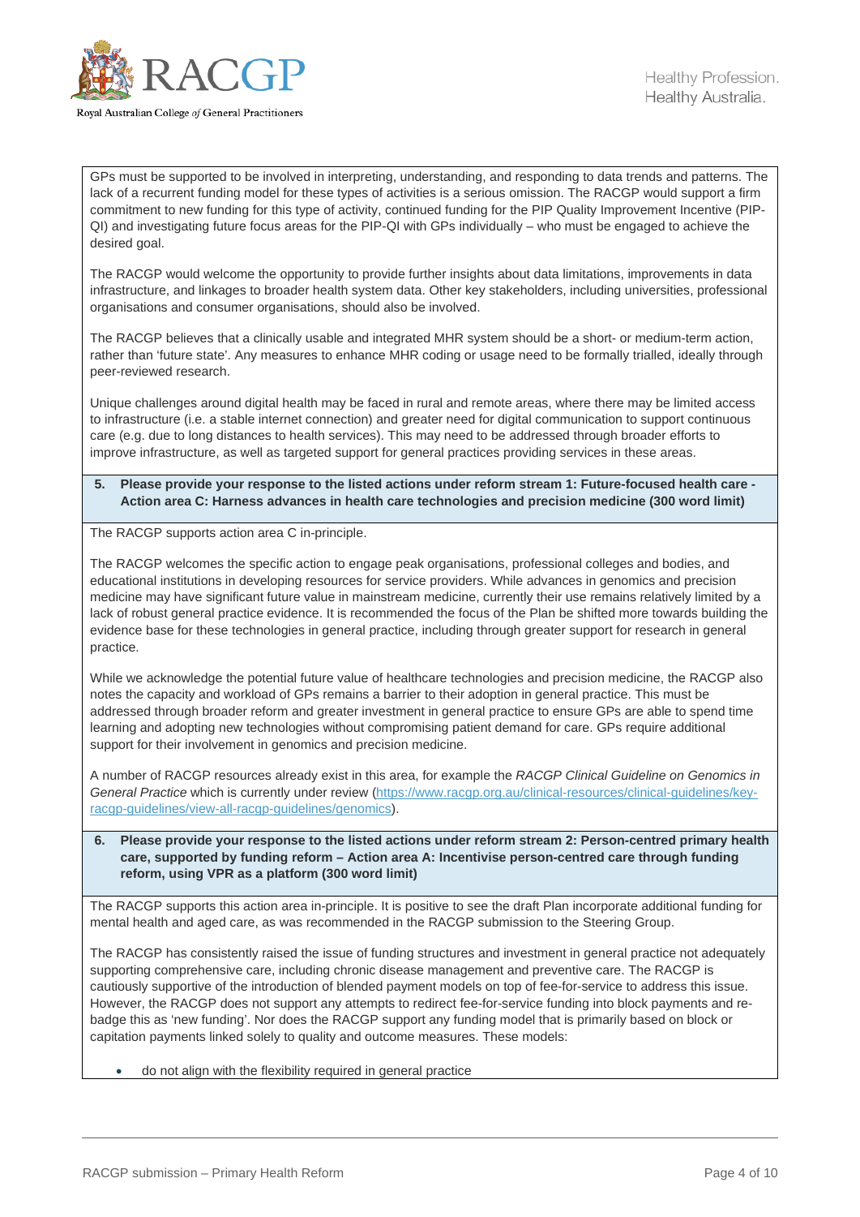GPs must be supported to be involved in interpreting, understanding, and responding to data trends and patterns. The lack of a recurrent funding model for these types of activities is a serious omission. The RACGP would support a firm commitment to new funding for this type of activity, continued funding for the PIP Quality Improvement Incentive (PIP-QI) and investigating future focus areas for the PIP-QI with GPs individually – who must be engaged to achieve the desired goal.

The RACGP would welcome the opportunity to provide further insights about data limitations, improvements in data infrastructure, and linkages to broader health system data. Other key stakeholders, including universities, professional organisations and consumer organisations, should also be involved.

The RACGP believes that a clinically usable and integrated MHR system should be a short- or medium-term action, rather than 'future state'. Any measures to enhance MHR coding or usage need to be formally trialled, ideally through peer-reviewed research.

Unique challenges around digital health may be faced in rural and remote areas, where there may be limited access to infrastructure (i.e. a stable internet connection) and greater need for digital communication to support continuous care (e.g. due to long distances to health services). This may need to be addressed through broader efforts to improve infrastructure, as well as targeted support for general practices providing services in these areas.

**5. Please provide your response to the listed actions under reform stream 1: Future-focused health care - Action area C: Harness advances in health care technologies and precision medicine (300 word limit)**

The RACGP supports action area C in-principle.

The RACGP welcomes the specific action to engage peak organisations, professional colleges and bodies, and educational institutions in developing resources for service providers. While advances in genomics and precision medicine may have significant future value in mainstream medicine, currently their use remains relatively limited by a lack of robust general practice evidence. It is recommended the focus of the Plan be shifted more towards building the evidence base for these technologies in general practice, including through greater support for research in general practice.

While we acknowledge the potential future value of healthcare technologies and precision medicine, the RACGP also notes the capacity and workload of GPs remains a barrier to their adoption in general practice. This must be addressed through broader reform and greater investment in general practice to ensure GPs are able to spend time learning and adopting new technologies without compromising patient demand for care. GPs require additional support for their involvement in genomics and precision medicine.

A number of RACGP resources already exist in this area, for example the *RACGP Clinical Guideline on Genomics in General Practice* which is currently under review ([https://www.racgp.org.au/clinical-resources/clinical-guidelines/key-racgp-guidelines/view-all-racgp-guidelines/genomics](https://www.racgp.org.au/clinical-resources/clinical-guidelines/key-racgp-guidelines/view-all-racgp-guidelines/genomics)).

**6. Please provide your response to the listed actions under reform stream 2: Person-centred primary health care, supported by funding reform – Action area A: Incentivise person-centred care through funding reform, using VPR as a platform (300 word limit)**

The RACGP supports this action area in-principle. It is positive to see the draft Plan incorporate additional funding for mental health and aged care, as was recommended in the RACGP submission to the Steering Group.

The RACGP has consistently raised the issue of funding structures and investment in general practice not adequately supporting comprehensive care, including chronic disease management and preventive care. The RACGP is cautiously supportive of the introduction of blended payment models on top of fee-for-service to address this issue. However, the RACGP does not support any attempts to redirect fee-for-service funding into block payments and re-badge this as 'new funding'. Nor does the RACGP support any funding model that is primarily based on block or capitation payments linked solely to quality and outcome measures. These models:

- do not align with the flexibility required in general practice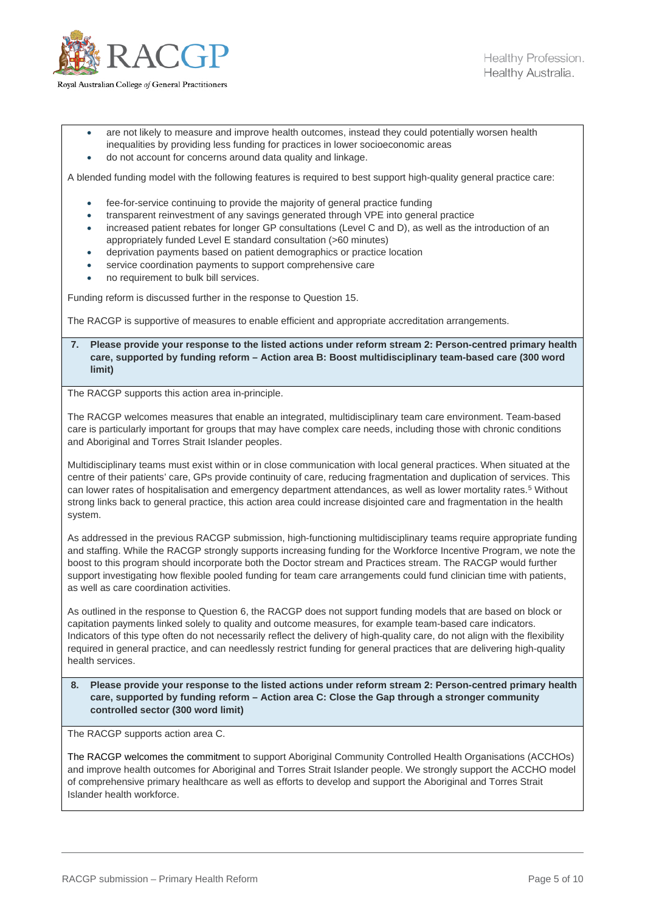- are not likely to measure and improve health outcomes, instead they could potentially worsen health inequalities by providing less funding for practices in lower socioeconomic areas
- do not account for concerns around data quality and linkage.

A blended funding model with the following features is required to best support high-quality general practice care:

- fee-for-service continuing to provide the majority of general practice funding
- transparent reinvestment of any savings generated through VPE into general practice
- increased patient rebates for longer GP consultations (Level C and D), as well as the introduction of an appropriately funded Level E standard consultation (>60 minutes)
- deprivation payments based on patient demographics or practice location
- service coordination payments to support comprehensive care
- no requirement to bulk bill services.

Funding reform is discussed further in the response to Question 15.

The RACGP is supportive of measures to enable efficient and appropriate accreditation arrangements.

**7. Please provide your response to the listed actions under reform stream 2: Person-centred primary health care, supported by funding reform – Action area B: Boost multidisciplinary team-based care (300 word limit)**

The RACGP supports this action area in-principle.

The RACGP welcomes measures that enable an integrated, multidisciplinary team care environment. Team-based care is particularly important for groups that may have complex care needs, including those with chronic conditions and Aboriginal and Torres Strait Islander peoples.

Multidisciplinary teams must exist within or in close communication with local general practices. When situated at the centre of their patients' care, GPs provide continuity of care, reducing fragmentation and duplication of services. This can lower rates of hospitalisation and emergency department attendances, as well as lower mortality rates.[5] Without strong links back to general practice, this action area could increase disjointed care and fragmentation in the health system.

As addressed in the previous RACGP submission, high-functioning multidisciplinary teams require appropriate funding and staffing. While the RACGP strongly supports increasing funding for the Workforce Incentive Program, we note the boost to this program should incorporate both the Doctor stream and Practices stream. The RACGP would further support investigating how flexible pooled funding for team care arrangements could fund clinician time with patients, as well as care coordination activities.

As outlined in the response to Question 6, the RACGP does not support funding models that are based on block or capitation payments linked solely to quality and outcome measures, for example team-based care indicators. Indicators of this type often do not necessarily reflect the delivery of high-quality care, do not align with the flexibility required in general practice, and can needlessly restrict funding for general practices that are delivering high-quality health services.

**8. Please provide your response to the listed actions under reform stream 2: Person-centred primary health care, supported by funding reform – Action area C: Close the Gap through a stronger community controlled sector (300 word limit)**

The RACGP supports action area C.

The RACGP welcomes the commitment to support Aboriginal Community Controlled Health Organisations (ACCHOs) and improve health outcomes for Aboriginal and Torres Strait Islander people. We strongly support the ACCHO model of comprehensive primary healthcare as well as efforts to develop and support the Aboriginal and Torres Strait Islander health workforce.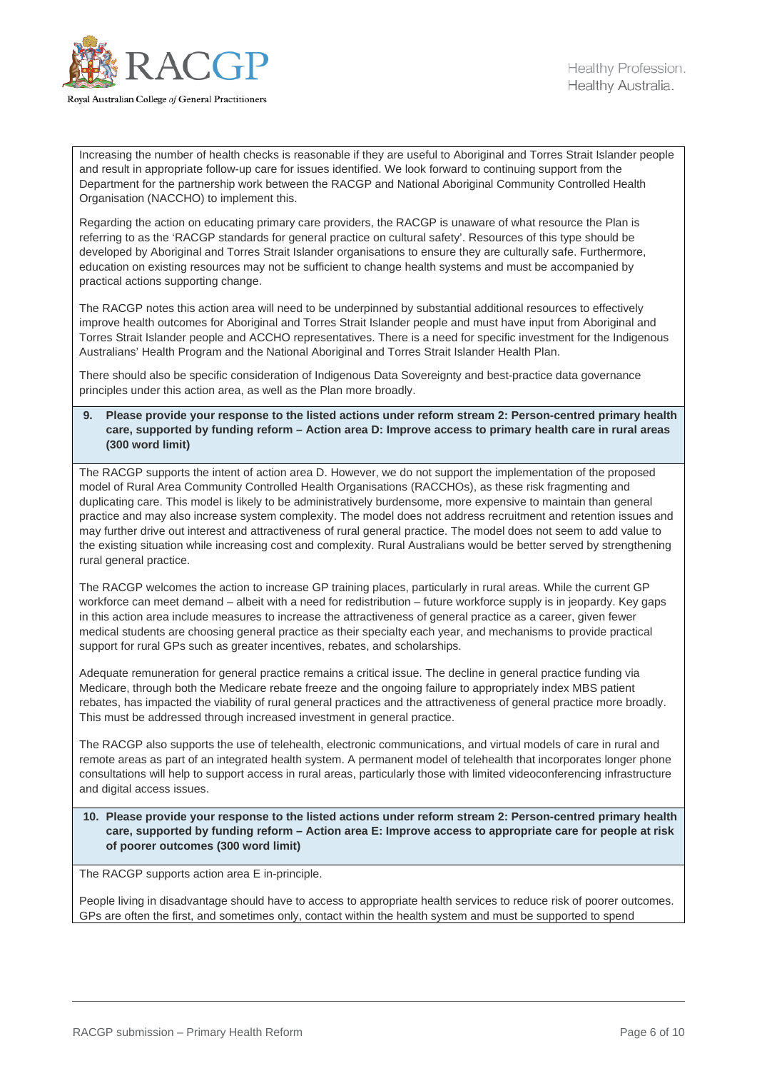Increasing the number of health checks is reasonable if they are useful to Aboriginal and Torres Strait Islander people and result in appropriate follow-up care for issues identified. We look forward to continuing support from the Department for the partnership work between the RACGP and National Aboriginal Community Controlled Health Organisation (NACCHO) to implement this.

Regarding the action on educating primary care providers, the RACGP is unaware of what resource the Plan is referring to as the 'RACGP standards for general practice on cultural safety'. Resources of this type should be developed by Aboriginal and Torres Strait Islander organisations to ensure they are culturally safe. Furthermore, education on existing resources may not be sufficient to change health systems and must be accompanied by practical actions supporting change.

The RACGP notes this action area will need to be underpinned by substantial additional resources to effectively improve health outcomes for Aboriginal and Torres Strait Islander people and must have input from Aboriginal and Torres Strait Islander people and ACCHO representatives. There is a need for specific investment for the Indigenous Australians' Health Program and the National Aboriginal and Torres Strait Islander Health Plan.

There should also be specific consideration of Indigenous Data Sovereignty and best-practice data governance principles under this action area, as well as the Plan more broadly.

**9. Please provide your response to the listed actions under reform stream 2: Person-centred primary health care, supported by funding reform – Action area D: Improve access to primary health care in rural areas (300 word limit)**

The RACGP supports the intent of action area D. However, we do not support the implementation of the proposed model of Rural Area Community Controlled Health Organisations (RACCHOs), as these risk fragmenting and duplicating care. This model is likely to be administratively burdensome, more expensive to maintain than general practice and may also increase system complexity. The model does not address recruitment and retention issues and may further drive out interest and attractiveness of rural general practice. The model does not seem to add value to the existing situation while increasing cost and complexity. Rural Australians would be better served by strengthening rural general practice.

The RACGP welcomes the action to increase GP training places, particularly in rural areas. While the current GP workforce can meet demand – albeit with a need for redistribution – future workforce supply is in jeopardy. Key gaps in this action area include measures to increase the attractiveness of general practice as a career, given fewer medical students are choosing general practice as their specialty each year, and mechanisms to provide practical support for rural GPs such as greater incentives, rebates, and scholarships.

Adequate remuneration for general practice remains a critical issue. The decline in general practice funding via Medicare, through both the Medicare rebate freeze and the ongoing failure to appropriately index MBS patient rebates, has impacted the viability of rural general practices and the attractiveness of general practice more broadly. This must be addressed through increased investment in general practice.

The RACGP also supports the use of telehealth, electronic communications, and virtual models of care in rural and remote areas as part of an integrated health system. A permanent model of telehealth that incorporates longer phone consultations will help to support access in rural areas, particularly those with limited videoconferencing infrastructure and digital access issues.

**10. Please provide your response to the listed actions under reform stream 2: Person-centred primary health care, supported by funding reform – Action area E: Improve access to appropriate care for people at risk of poorer outcomes (300 word limit)**

The RACGP supports action area E in-principle.

People living in disadvantage should have to access to appropriate health services to reduce risk of poorer outcomes. GPs are often the first, and sometimes only, contact within the health system and must be supported to spend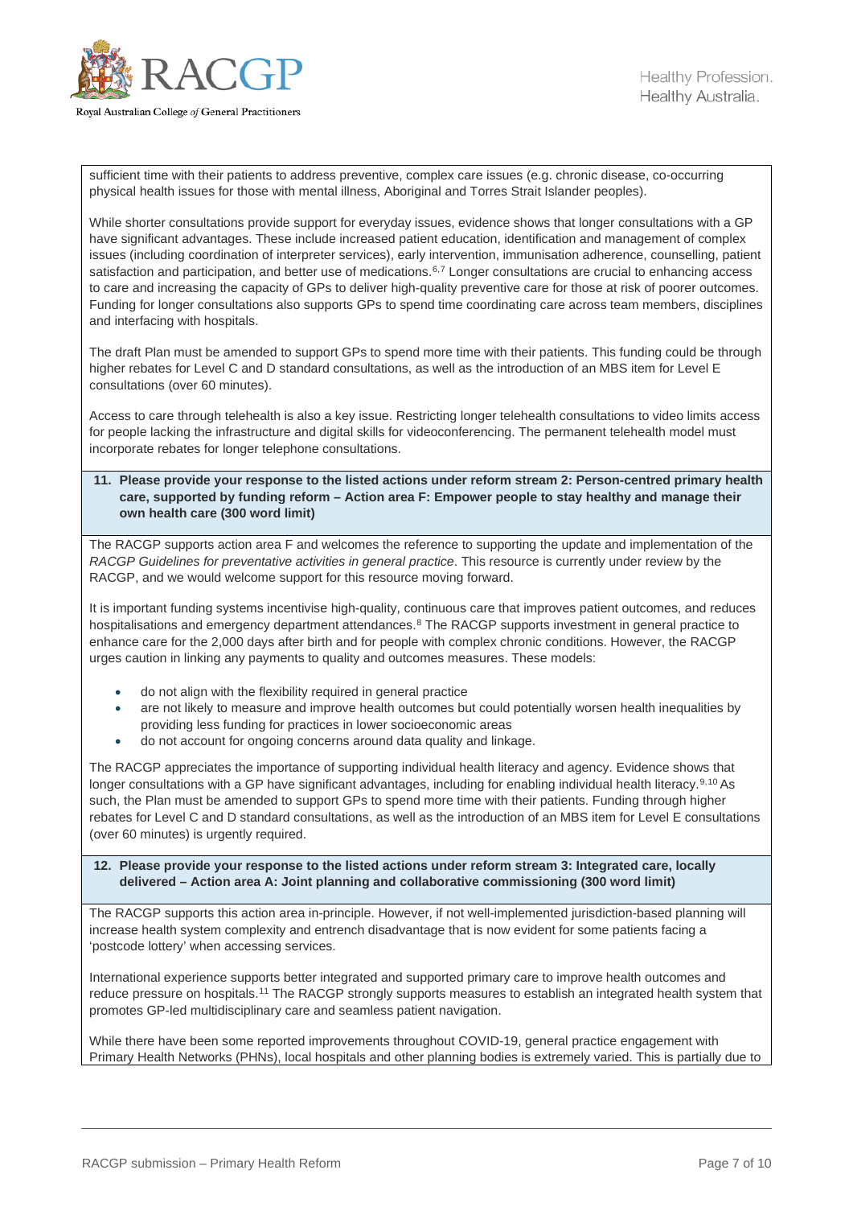sufficient time with their patients to address preventive, complex care issues (e.g. chronic disease, co-occurring physical health issues for those with mental illness, Aboriginal and Torres Strait Islander peoples).

While shorter consultations provide support for everyday issues, evidence shows that longer consultations with a GP have significant advantages. These include increased patient education, identification and management of complex issues (including coordination of interpreter services), early intervention, immunisation adherence, counselling, patient satisfaction and participation, and better use of medications.[6,7] Longer consultations are crucial to enhancing access to care and increasing the capacity of GPs to deliver high-quality preventive care for those at risk of poorer outcomes. Funding for longer consultations also supports GPs to spend time coordinating care across team members, disciplines and interfacing with hospitals.

The draft Plan must be amended to support GPs to spend more time with their patients. This funding could be through higher rebates for Level C and D standard consultations, as well as the introduction of an MBS item for Level E consultations (over 60 minutes).

Access to care through telehealth is also a key issue. Restricting longer telehealth consultations to video limits access for people lacking the infrastructure and digital skills for videoconferencing. The permanent telehealth model must incorporate rebates for longer telephone consultations.

**11. Please provide your response to the listed actions under reform stream 2: Person-centred primary health care, supported by funding reform – Action area F: Empower people to stay healthy and manage their own health care (300 word limit)**

The RACGP supports action area F and welcomes the reference to supporting the update and implementation of the *RACGP Guidelines for preventative activities in general practice*. This resource is currently under review by the RACGP, and we would welcome support for this resource moving forward.

It is important funding systems incentivise high-quality, continuous care that improves patient outcomes, and reduces hospitalisations and emergency department attendances.[8] The RACGP supports investment in general practice to enhance care for the 2,000 days after birth and for people with complex chronic conditions. However, the RACGP urges caution in linking any payments to quality and outcomes measures. These models:

- do not align with the flexibility required in general practice
- are not likely to measure and improve health outcomes but could potentially worsen health inequalities by providing less funding for practices in lower socioeconomic areas
- do not account for ongoing concerns around data quality and linkage.

The RACGP appreciates the importance of supporting individual health literacy and agency. Evidence shows that longer consultations with a GP have significant advantages, including for enabling individual health literacy.[9,10] As such, the Plan must be amended to support GPs to spend more time with their patients. Funding through higher rebates for Level C and D standard consultations, as well as the introduction of an MBS item for Level E consultations (over 60 minutes) is urgently required.

**12. Please provide your response to the listed actions under reform stream 3: Integrated care, locally delivered – Action area A: Joint planning and collaborative commissioning (300 word limit)**

The RACGP supports this action area in-principle. However, if not well-implemented jurisdiction-based planning will increase health system complexity and entrench disadvantage that is now evident for some patients facing a 'postcode lottery' when accessing services.

International experience supports better integrated and supported primary care to improve health outcomes and reduce pressure on hospitals.[11] The RACGP strongly supports measures to establish an integrated health system that promotes GP-led multidisciplinary care and seamless patient navigation.

While there have been some reported improvements throughout COVID-19, general practice engagement with Primary Health Networks (PHNs), local hospitals and other planning bodies is extremely varied. This is partially due to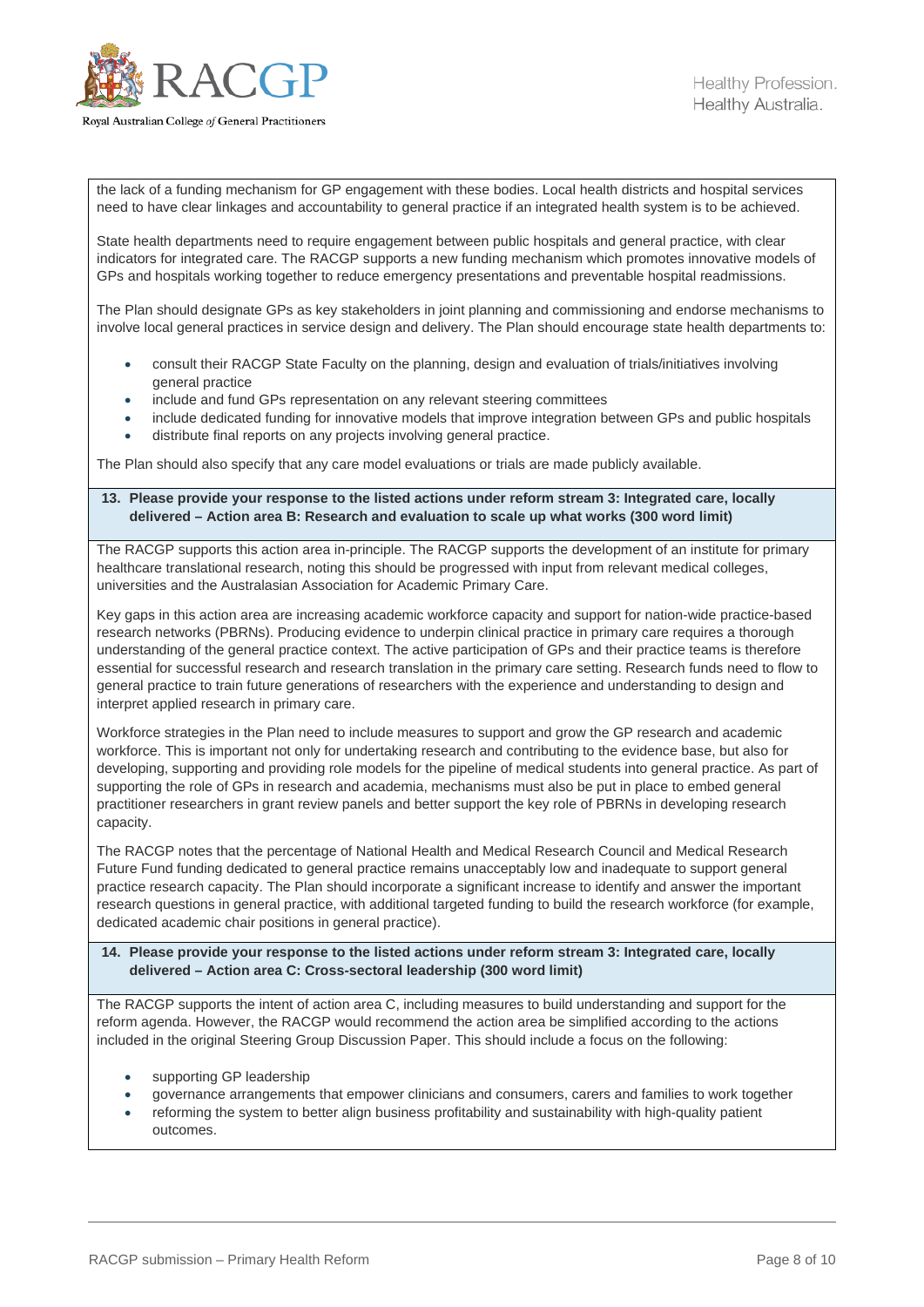the lack of a funding mechanism for GP engagement with these bodies. Local health districts and hospital services need to have clear linkages and accountability to general practice if an integrated health system is to be achieved.

State health departments need to require engagement between public hospitals and general practice, with clear indicators for integrated care. The RACGP supports a new funding mechanism which promotes innovative models of GPs and hospitals working together to reduce emergency presentations and preventable hospital readmissions.

The Plan should designate GPs as key stakeholders in joint planning and commissioning and endorse mechanisms to involve local general practices in service design and delivery. The Plan should encourage state health departments to:

- consult their RACGP State Faculty on the planning, design and evaluation of trials/initiatives involving general practice
- include and fund GPs representation on any relevant steering committees
- include dedicated funding for innovative models that improve integration between GPs and public hospitals
- distribute final reports on any projects involving general practice.

The Plan should also specify that any care model evaluations or trials are made publicly available.

**13. Please provide your response to the listed actions under reform stream 3: Integrated care, locally delivered – Action area B: Research and evaluation to scale up what works (300 word limit)**

The RACGP supports this action area in-principle. The RACGP supports the development of an institute for primary healthcare translational research, noting this should be progressed with input from relevant medical colleges, universities and the Australasian Association for Academic Primary Care.

Key gaps in this action area are increasing academic workforce capacity and support for nation-wide practice-based research networks (PBRNs). Producing evidence to underpin clinical practice in primary care requires a thorough understanding of the general practice context. The active participation of GPs and their practice teams is therefore essential for successful research and research translation in the primary care setting. Research funds need to flow to general practice to train future generations of researchers with the experience and understanding to design and interpret applied research in primary care.

Workforce strategies in the Plan need to include measures to support and grow the GP research and academic workforce. This is important not only for undertaking research and contributing to the evidence base, but also for developing, supporting and providing role models for the pipeline of medical students into general practice. As part of supporting the role of GPs in research and academia, mechanisms must also be put in place to embed general practitioner researchers in grant review panels and better support the key role of PBRNs in developing research capacity.

The RACGP notes that the percentage of National Health and Medical Research Council and Medical Research Future Fund funding dedicated to general practice remains unacceptably low and inadequate to support general practice research capacity. The Plan should incorporate a significant increase to identify and answer the important research questions in general practice, with additional targeted funding to build the research workforce (for example, dedicated academic chair positions in general practice).

**14. Please provide your response to the listed actions under reform stream 3: Integrated care, locally delivered – Action area C: Cross-sectoral leadership (300 word limit)**

The RACGP supports the intent of action area C, including measures to build understanding and support for the reform agenda. However, the RACGP would recommend the action area be simplified according to the actions included in the original Steering Group Discussion Paper. This should include a focus on the following:

- supporting GP leadership
- governance arrangements that empower clinicians and consumers, carers and families to work together
- reforming the system to better align business profitability and sustainability with high-quality patient outcomes.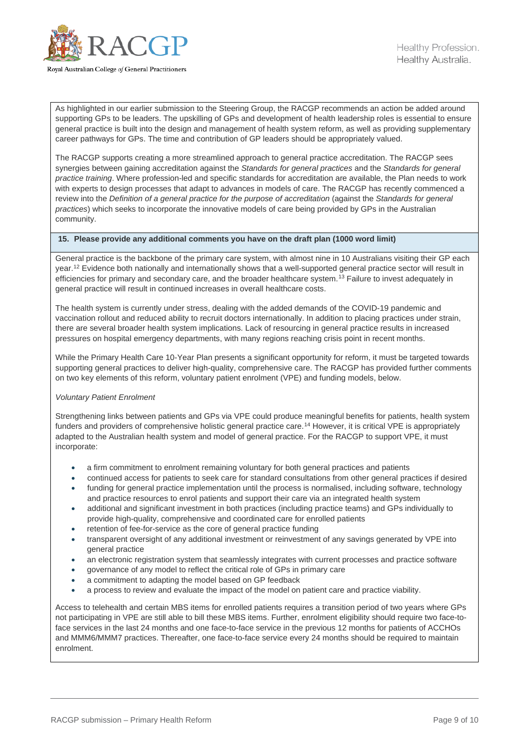As highlighted in our earlier submission to the Steering Group, the RACGP recommends an action be added around supporting GPs to be leaders. The upskilling of GPs and development of health leadership roles is essential to ensure general practice is built into the design and management of health system reform, as well as providing supplementary career pathways for GPs. The time and contribution of GP leaders should be appropriately valued.

The RACGP supports creating a more streamlined approach to general practice accreditation. The RACGP sees synergies between gaining accreditation against the *Standards for general practices* and the *Standards for general practice training*. Where profession-led and specific standards for accreditation are available, the Plan needs to work with experts to design processes that adapt to advances in models of care. The RACGP has recently commenced a review into the *Definition of a general practice for the purpose of accreditation* (against the *Standards for general practices*) which seeks to incorporate the innovative models of care being provided by GPs in the Australian community.

**15. Please provide any additional comments you have on the draft plan (1000 word limit)**

General practice is the backbone of the primary care system, with almost nine in 10 Australians visiting their GP each year.[12] Evidence both nationally and internationally shows that a well-supported general practice sector will result in efficiencies for primary and secondary care, and the broader healthcare system.[13] Failure to invest adequately in general practice will result in continued increases in overall healthcare costs.

The health system is currently under stress, dealing with the added demands of the COVID-19 pandemic and vaccination rollout and reduced ability to recruit doctors internationally. In addition to placing practices under strain, there are several broader health system implications. Lack of resourcing in general practice results in increased pressures on hospital emergency departments, with many regions reaching crisis point in recent months.

While the Primary Health Care 10-Year Plan presents a significant opportunity for reform, it must be targeted towards supporting general practices to deliver high-quality, comprehensive care. The RACGP has provided further comments on two key elements of this reform, voluntary patient enrolment (VPE) and funding models, below.

*Voluntary Patient Enrolment*

Strengthening links between patients and GPs via VPE could produce meaningful benefits for patients, health system funders and providers of comprehensive holistic general practice care.[14] However, it is critical VPE is appropriately adapted to the Australian health system and model of general practice. For the RACGP to support VPE, it must incorporate:

- a firm commitment to enrolment remaining voluntary for both general practices and patients
- continued access for patients to seek care for standard consultations from other general practices if desired
- funding for general practice implementation until the process is normalised, including software, technology and practice resources to enrol patients and support their care via an integrated health system
- additional and significant investment in both practices (including practice teams) and GPs individually to provide high-quality, comprehensive and coordinated care for enrolled patients
- retention of fee-for-service as the core of general practice funding
- transparent oversight of any additional investment or reinvestment of any savings generated by VPE into general practice
- an electronic registration system that seamlessly integrates with current processes and practice software
- governance of any model to reflect the critical role of GPs in primary care
- a commitment to adapting the model based on GP feedback
- a process to review and evaluate the impact of the model on patient care and practice viability.

Access to telehealth and certain MBS items for enrolled patients requires a transition period of two years where GPs not participating in VPE are still able to bill these MBS items. Further, enrolment eligibility should require two face-to-face services in the last 24 months and one face-to-face service in the previous 12 months for patients of ACCHOs and MMM6/MMM7 practices. Thereafter, one face-to-face service every 24 months should be required to maintain enrolment.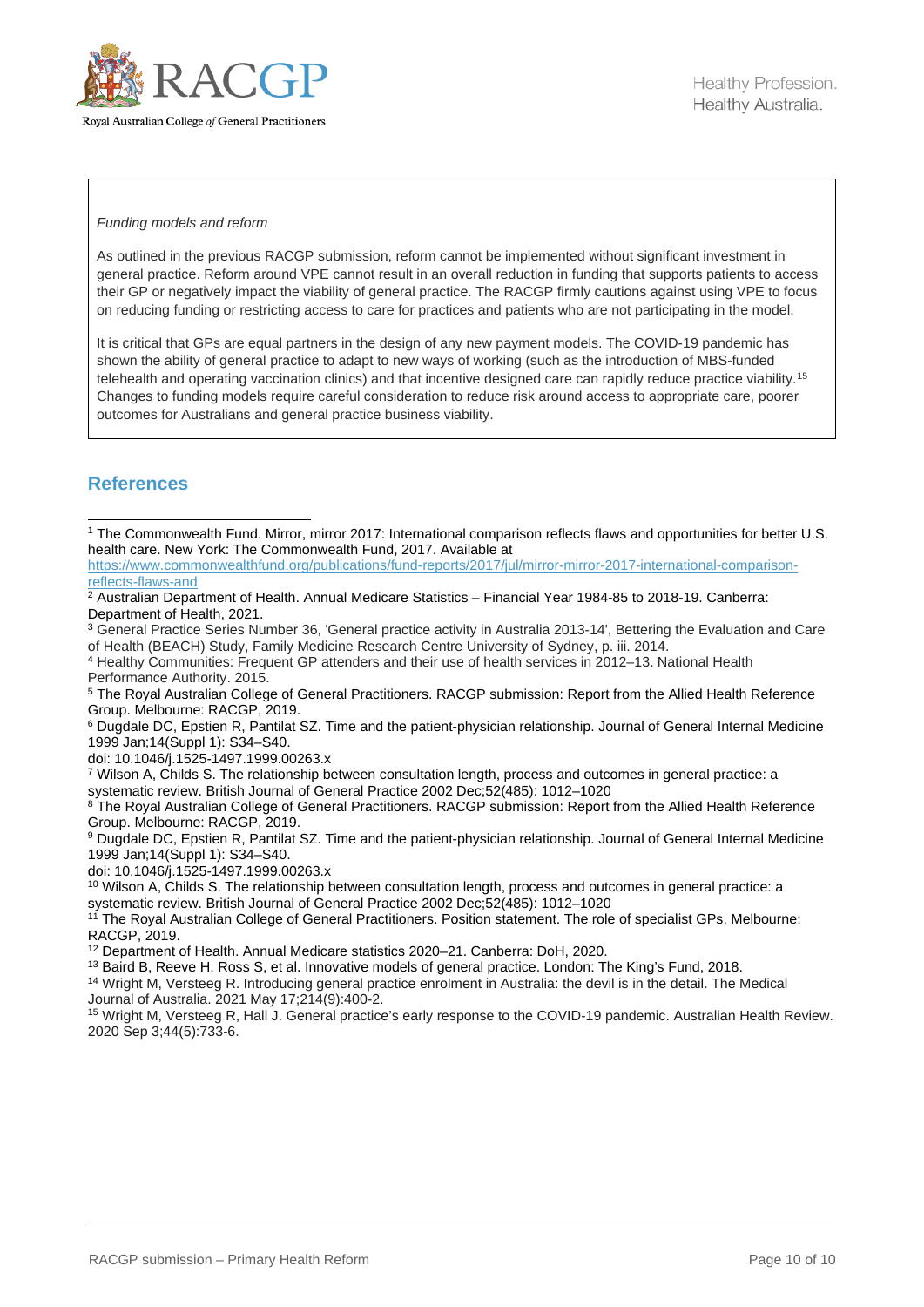*Funding models and reform*

As outlined in the previous RACGP submission, reform cannot be implemented without significant investment in general practice. Reform around VPE cannot result in an overall reduction in funding that supports patients to access their GP or negatively impact the viability of general practice. The RACGP firmly cautions against using VPE to focus on reducing funding or restricting access to care for practices and patients who are not participating in the model.

It is critical that GPs are equal partners in the design of any new payment models. The COVID-19 pandemic has shown the ability of general practice to adapt to new ways of working (such as the introduction of MBS-funded telehealth and operating vaccination clinics) and that incentive designed care can rapidly reduce practice viability.[15] Changes to funding models require careful consideration to reduce risk around access to appropriate care, poorer outcomes for Australians and general practice business viability.

## References

[1] The Commonwealth Fund. Mirror, mirror 2017: International comparison reflects flaws and opportunities for better U.S. health care. New York: The Commonwealth Fund, 2017. Available at https://www.commonwealthfund.org/publications/fund-reports/2017/jul/mirror-mirror-2017-international-comparison-reflects-flaws-and

[2] Australian Department of Health. Annual Medicare Statistics – Financial Year 1984-85 to 2018-19. Canberra: Department of Health, 2021.

[3] General Practice Series Number 36, 'General practice activity in Australia 2013-14', Bettering the Evaluation and Care of Health (BEACH) Study, Family Medicine Research Centre University of Sydney, p. iii. 2014.

[4] Healthy Communities: Frequent GP attenders and their use of health services in 2012–13. National Health Performance Authority. 2015.

[5] The Royal Australian College of General Practitioners. RACGP submission: Report from the Allied Health Reference Group. Melbourne: RACGP, 2019.

[6] Dugdale DC, Epstien R, Pantilat SZ. Time and the patient-physician relationship. Journal of General Internal Medicine 1999 Jan;14(Suppl 1): S34–S40. doi: 10.1046/j.1525-1497.1999.00263.x

[7] Wilson A, Childs S. The relationship between consultation length, process and outcomes in general practice: a systematic review. British Journal of General Practice 2002 Dec;52(485): 1012–1020

[8] The Royal Australian College of General Practitioners. RACGP submission: Report from the Allied Health Reference Group. Melbourne: RACGP, 2019.

[9] Dugdale DC, Epstien R, Pantilat SZ. Time and the patient-physician relationship. Journal of General Internal Medicine 1999 Jan;14(Suppl 1): S34–S40. doi: 10.1046/j.1525-1497.1999.00263.x

[10] Wilson A, Childs S. The relationship between consultation length, process and outcomes in general practice: a systematic review. British Journal of General Practice 2002 Dec;52(485): 1012–1020

[11] The Royal Australian College of General Practitioners. Position statement. The role of specialist GPs. Melbourne: RACGP, 2019.

[12] Department of Health. Annual Medicare statistics 2020–21. Canberra: DoH, 2020.

[13] Baird B, Reeve H, Ross S, et al. Innovative models of general practice. London: The King's Fund, 2018.

[14] Wright M, Versteeg R. Introducing general practice enrolment in Australia: the devil is in the detail. The Medical Journal of Australia. 2021 May 17;214(9):400-2.

[15] Wright M, Versteeg R, Hall J. General practice's early response to the COVID-19 pandemic. Australian Health Review. 2020 Sep 3;44(5):733-6.